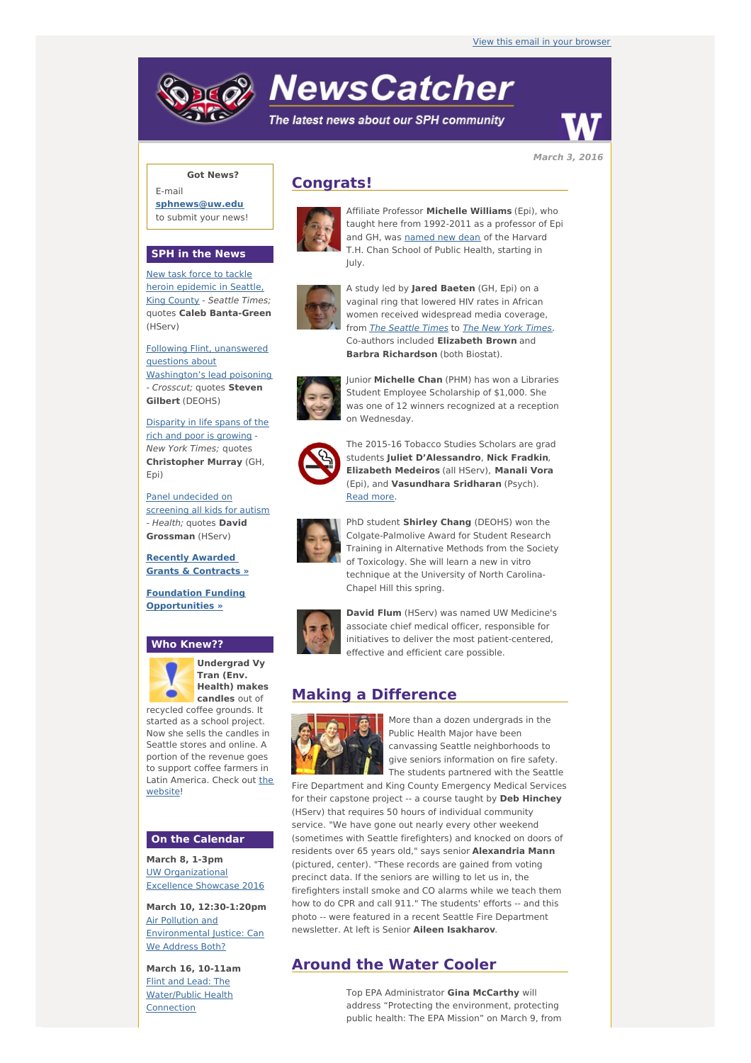View this email in your browser

# NewsCatcher

*The latest news about our SPH community*

**March 3, 2016**

**Got News?**

E-mail **sphnews@uw.edu** to submit your news!

## SPH in the News

New task force to tackle heroin epidemic in Seattle, King County - *Seattle Times;* quotes **Caleb Banta-Green** (HServ)

Following Flint, unanswered questions about Washington's lead poisoning - *Crosscut;* quotes **Steven Gilbert** (DEOHS)

Disparity in life spans of the rich and poor is growing - *New York Times;* quotes **Christopher Murray** (GH, Epi)

Panel undecided on screening all kids for autism - *Health;* quotes **David Grossman** (HServ)

**Recently Awarded Grants & Contracts »**

**Foundation Funding Opportunities »**

## Who Knew??

**Undergrad Vy Tran (Env. Health) makes candles** out of recycled coffee grounds. It started as a school project. Now she sells the candles in Seattle stores and online. A portion of the revenue goes to support coffee farmers in Latin America. Check out the website!

## On the Calendar

**March 8, 1-3pm**
UW Organizational Excellence Showcase 2016

**March 10, 12:30-1:20pm**
Air Pollution and Environmental Justice: Can We Address Both?

**March 16, 10-11am**
Flint and Lead: The Water/Public Health Connection

## Congrats!

Affiliate Professor **Michelle Williams** (Epi), who taught here from 1992-2011 as a professor of Epi and GH, was named new dean of the Harvard T.H. Chan School of Public Health, starting in July.

A study led by **Jared Baeten** (GH, Epi) on a vaginal ring that lowered HIV rates in African women received widespread media coverage, from *The Seattle Times* to *The New York Times*. Co-authors included **Elizabeth Brown** and **Barbra Richardson** (both Biostat).

Junior **Michelle Chan** (PHM) has won a Libraries Student Employee Scholarship of $1,000. She was one of 12 winners recognized at a reception on Wednesday.

The 2015-16 Tobacco Studies Scholars are grad students **Juliet D'Alessandro**, **Nick Fradkin**, **Elizabeth Medeiros** (all HServ), **Manali Vora** (Epi), and **Vasundhara Sridharan** (Psych). Read more.

PhD student **Shirley Chang** (DEOHS) won the Colgate-Palmolive Award for Student Research Training in Alternative Methods from the Society of Toxicology. She will learn a new in vitro technique at the University of North Carolina-Chapel Hill this spring.

**David Flum** (HServ) was named UW Medicine's associate chief medical officer, responsible for initiatives to deliver the most patient-centered, effective and efficient care possible.

## Making a Difference

More than a dozen undergrads in the Public Health Major have been canvassing Seattle neighborhoods to give seniors information on fire safety. The students partnered with the Seattle Fire Department and King County Emergency Medical Services for their capstone project -- a course taught by **Deb Hinchey** (HServ) that requires 50 hours of individual community service. "We have gone out nearly every other weekend (sometimes with Seattle firefighters) and knocked on doors of residents over 65 years old," says senior **Alexandria Mann** (pictured, center). "These records are gained from voting precinct data. If the seniors are willing to let us in, the firefighters install smoke and CO alarms while we teach them how to do CPR and call 911." The students' efforts -- and this photo -- were featured in a recent Seattle Fire Department newsletter. At left is Senior **Aileen Isakharov**.

## Around the Water Cooler

Top EPA Administrator **Gina McCarthy** will address "Protecting the environment, protecting public health: The EPA Mission" on March 9, from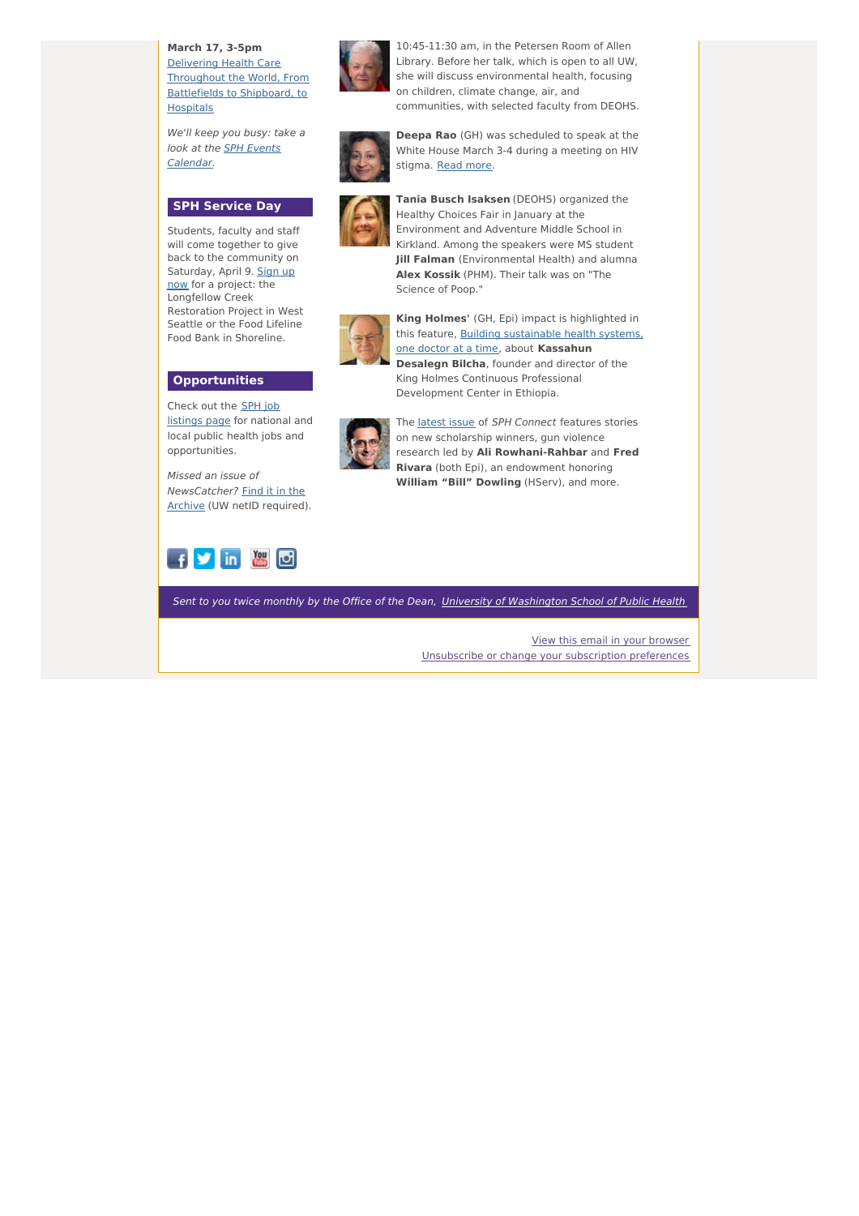**March 17, 3-5pm**
Delivering Health Care Throughout the World, From Battlefields to Shipboard, to Hospitals

*We'll keep you busy: take a look at the SPH Events Calendar.*

## SPH Service Day

Students, faculty and staff will come together to give back to the community on Saturday, April 9. Sign up now for a project: the Longfellow Creek Restoration Project in West Seattle or the Food Lifeline Food Bank in Shoreline.

## Opportunities

Check out the SPH job listings page for national and local public health jobs and opportunities.

*Missed an issue of NewsCatcher?* Find it in the Archive (UW netID required).

10:45-11:30 am, in the Petersen Room of Allen Library. Before her talk, which is open to all UW, she will discuss environmental health, focusing on children, climate change, air, and communities, with selected faculty from DEOHS.

**Deepa Rao** (GH) was scheduled to speak at the White House March 3-4 during a meeting on HIV stigma. Read more.

**Tania Busch Isaksen** (DEOHS) organized the Healthy Choices Fair in January at the Environment and Adventure Middle School in Kirkland. Among the speakers were MS student **Jill Falman** (Environmental Health) and alumna **Alex Kossik** (PHM). Their talk was on "The Science of Poop."

**King Holmes'** (GH, Epi) impact is highlighted in this feature, Building sustainable health systems, one doctor at a time, about **Kassahun Desalegn Bilcha**, founder and director of the King Holmes Continuous Professional Development Center in Ethiopia.

The latest issue of *SPH Connect* features stories on new scholarship winners, gun violence research led by **Ali Rowhani-Rahbar** and **Fred Rivara** (both Epi), an endowment honoring **William "Bill" Dowling** (HServ), and more.

*Sent to you twice monthly by the Office of the Dean, University of Washington School of Public Health*

View this email in your browser
Unsubscribe or change your subscription preferences